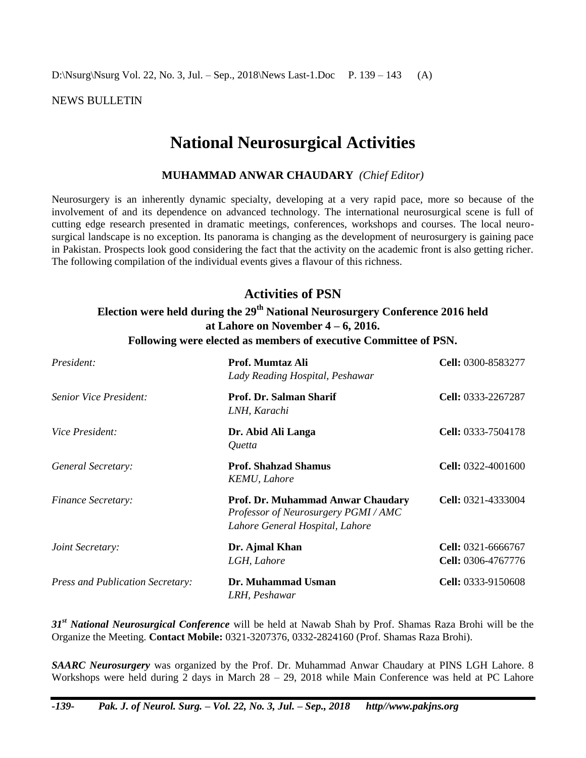NEWS BULLETIN

# National Neurosurgical Activities

**MUHAMMAD ANWAR CHAUDARY** *(Chief Editor)*

Neurosurgery is an inherently dynamic specialty, developing at a very rapid pace, more so because of the involvement of and its dependence on advanced technology. The international neurosurgical scene is full of cutting edge research presented in dramatic meetings, conferences, workshops and courses. The local neurosurgical landscape is no exception. Its panorama is changing as the development of neurosurgery is gaining pace in Pakistan. Prospects look good considering the fact that the activity on the academic front is also getting richer. The following compilation of the individual events gives a flavour of this richness.

## Activities of PSN

### Election were held during the 29th National Neurosurgery Conference 2016 held at Lahore on November 4 – 6, 2016.

### Following were elected as members of executive Committee of PSN.

| | | |
|---|---|---|
| *President:* | **Prof. Mumtaz Ali**<br>*Lady Reading Hospital, Peshawar* | **Cell:** 0300-8583277 |
| *Senior Vice President:* | **Prof. Dr. Salman Sharif**<br>*LNH, Karachi* | **Cell:** 0333-2267287 |
| *Vice President:* | **Dr. Abid Ali Langa**<br>*Quetta* | **Cell:** 0333-7504178 |
| *General Secretary:* | **Prof. Shahzad Shamus**<br>*KEMU, Lahore* | **Cell:** 0322-4001600 |
| *Finance Secretary:* | **Prof. Dr. Muhammad Anwar Chaudary**<br>*Professor of Neurosurgery PGMI / AMC*<br>*Lahore General Hospital, Lahore* | **Cell:** 0321-4333004 |
| *Joint Secretary:* | **Dr. Ajmal Khan**<br>*LGH, Lahore* | **Cell:** 0321-6666767<br>**Cell:** 0306-4767776 |
| *Press and Publication Secretary:* | **Dr. Muhammad Usman**<br>*LRH, Peshawar* | **Cell:** 0333-9150608 |

***31st National Neurosurgical Conference*** will be held at Nawab Shah by Prof. Shamas Raza Brohi will be the Organize the Meeting. **Contact Mobile:** 0321-3207376, 0332-2824160 (Prof. Shamas Raza Brohi).

***SAARC Neurosurgery*** was organized by the Prof. Dr. Muhammad Anwar Chaudary at PINS LGH Lahore. 8 Workshops were held during 2 days in March 28 – 29, 2018 while Main Conference was held at PC Lahore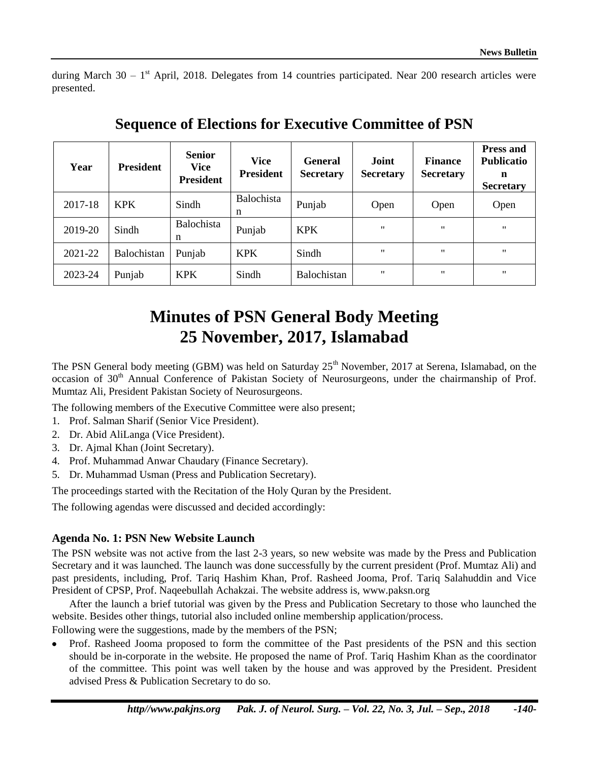during March 30 – 1st April, 2018. Delegates from 14 countries participated. Near 200 research articles were presented.

## Sequence of Elections for Executive Committee of PSN

| Year | President | Senior Vice President | Vice President | General Secretary | Joint Secretary | Finance Secretary | Press and Publication Secretary |
|---|---|---|---|---|---|---|---|
| 2017-18 | KPK | Sindh | Balochistan | Punjab | Open | Open | Open |
| 2019-20 | Sindh | Balochistan | Punjab | KPK | " | " | " |
| 2021-22 | Balochistan | Punjab | KPK | Sindh | " | " | " |
| 2023-24 | Punjab | KPK | Sindh | Balochistan | " | " | " |

# Minutes of PSN General Body Meeting 25 November, 2017, Islamabad

The PSN General body meeting (GBM) was held on Saturday 25th November, 2017 at Serena, Islamabad, on the occasion of 30th Annual Conference of Pakistan Society of Neurosurgeons, under the chairmanship of Prof. Mumtaz Ali, President Pakistan Society of Neurosurgeons.

The following members of the Executive Committee were also present;

1. Prof. Salman Sharif (Senior Vice President).
2. Dr. Abid AliLanga (Vice President).
3. Dr. Ajmal Khan (Joint Secretary).
4. Prof. Muhammad Anwar Chaudary (Finance Secretary).
5. Dr. Muhammad Usman (Press and Publication Secretary).

The proceedings started with the Recitation of the Holy Quran by the President.

The following agendas were discussed and decided accordingly:

### Agenda No. 1: PSN New Website Launch

The PSN website was not active from the last 2-3 years, so new website was made by the Press and Publication Secretary and it was launched. The launch was done successfully by the current president (Prof. Mumtaz Ali) and past presidents, including, Prof. Tariq Hashim Khan, Prof. Rasheed Jooma, Prof. Tariq Salahuddin and Vice President of CPSP, Prof. Naqeebullah Achakzai. The website address is, www.paksn.org

After the launch a brief tutorial was given by the Press and Publication Secretary to those who launched the website. Besides other things, tutorial also included online membership application/process.

Following were the suggestions, made by the members of the PSN;

- Prof. Rasheed Jooma proposed to form the committee of the Past presidents of the PSN and this section should be in-corporate in the website. He proposed the name of Prof. Tariq Hashim Khan as the coordinator of the committee. This point was well taken by the house and was approved by the President. President advised Press & Publication Secretary to do so.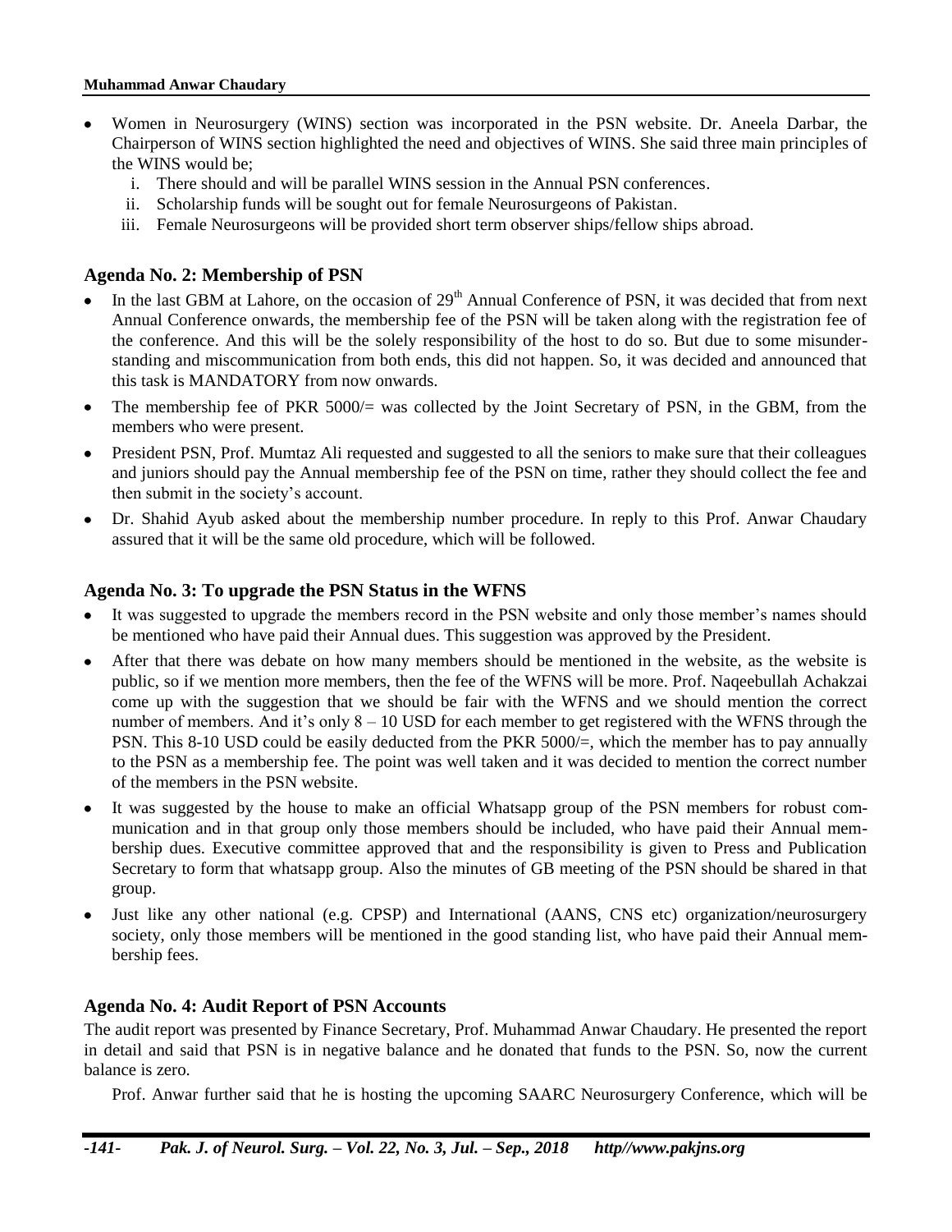- Women in Neurosurgery (WINS) section was incorporated in the PSN website. Dr. Aneela Darbar, the Chairperson of WINS section highlighted the need and objectives of WINS. She said three main principles of the WINS would be;
    1. There should and will be parallel WINS session in the Annual PSN conferences.
    2. Scholarship funds will be sought out for female Neurosurgeons of Pakistan.
    3. Female Neurosurgeons will be provided short term observer ships/fellow ships abroad.

### Agenda No. 2: Membership of PSN

- In the last GBM at Lahore, on the occasion of 29th Annual Conference of PSN, it was decided that from next Annual Conference onwards, the membership fee of the PSN will be taken along with the registration fee of the conference. And this will be the solely responsibility of the host to do so. But due to some misunderstanding and miscommunication from both ends, this did not happen. So, it was decided and announced that this task is MANDATORY from now onwards.
- The membership fee of PKR 5000/= was collected by the Joint Secretary of PSN, in the GBM, from the members who were present.
- President PSN, Prof. Mumtaz Ali requested and suggested to all the seniors to make sure that their colleagues and juniors should pay the Annual membership fee of the PSN on time, rather they should collect the fee and then submit in the society's account.
- Dr. Shahid Ayub asked about the membership number procedure. In reply to this Prof. Anwar Chaudary assured that it will be the same old procedure, which will be followed.

### Agenda No. 3: To upgrade the PSN Status in the WFNS

- It was suggested to upgrade the members record in the PSN website and only those member's names should be mentioned who have paid their Annual dues. This suggestion was approved by the President.
- After that there was debate on how many members should be mentioned in the website, as the website is public, so if we mention more members, then the fee of the WFNS will be more. Prof. Naqeebullah Achakzai come up with the suggestion that we should be fair with the WFNS and we should mention the correct number of members. And it's only 8 – 10 USD for each member to get registered with the WFNS through the PSN. This 8-10 USD could be easily deducted from the PKR 5000/=, which the member has to pay annually to the PSN as a membership fee. The point was well taken and it was decided to mention the correct number of the members in the PSN website.
- It was suggested by the house to make an official Whatsapp group of the PSN members for robust communication and in that group only those members should be included, who have paid their Annual membership dues. Executive committee approved that and the responsibility is given to Press and Publication Secretary to form that whatsapp group. Also the minutes of GB meeting of the PSN should be shared in that group.
- Just like any other national (e.g. CPSP) and International (AANS, CNS etc) organization/neurosurgery society, only those members will be mentioned in the good standing list, who have paid their Annual membership fees.

### Agenda No. 4: Audit Report of PSN Accounts

The audit report was presented by Finance Secretary, Prof. Muhammad Anwar Chaudary. He presented the report in detail and said that PSN is in negative balance and he donated that funds to the PSN. So, now the current balance is zero.

Prof. Anwar further said that he is hosting the upcoming SAARC Neurosurgery Conference, which will be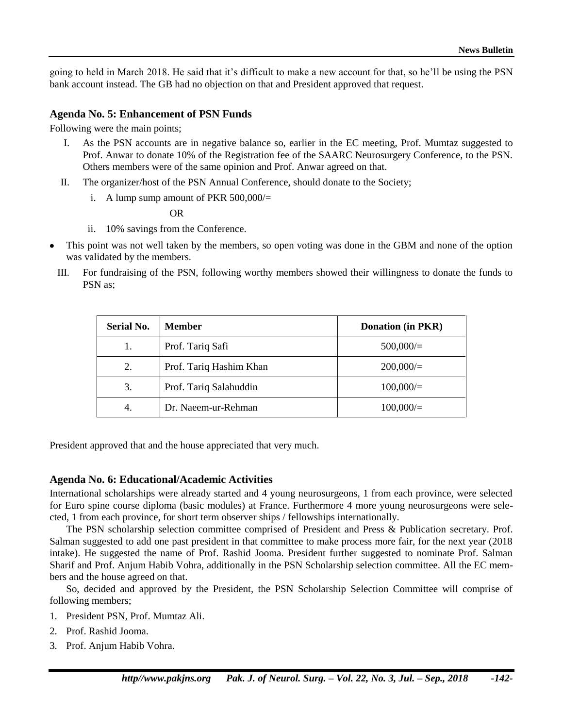going to held in March 2018. He said that it's difficult to make a new account for that, so he'll be using the PSN bank account instead. The GB had no objection on that and President approved that request.

### Agenda No. 5: Enhancement of PSN Funds

Following were the main points;

I. As the PSN accounts are in negative balance so, earlier in the EC meeting, Prof. Mumtaz suggested to Prof. Anwar to donate 10% of the Registration fee of the SAARC Neurosurgery Conference, to the PSN. Others members were of the same opinion and Prof. Anwar agreed on that.

II. The organizer/host of the PSN Annual Conference, should donate to the Society;

   i. A lump sump amount of PKR 500,000/=

   OR

   ii. 10% savings from the Conference.

- This point was not well taken by the members, so open voting was done in the GBM and none of the option was validated by the members.

III. For fundraising of the PSN, following worthy members showed their willingness to donate the funds to PSN as;

| Serial No. | Member | Donation (in PKR) |
|---|---|---|
| 1. | Prof. Tariq Safi | 500,000/= |
| 2. | Prof. Tariq Hashim Khan | 200,000/= |
| 3. | Prof. Tariq Salahuddin | 100,000/= |
| 4. | Dr. Naeem-ur-Rehman | 100,000/= |

President approved that and the house appreciated that very much.

### Agenda No. 6: Educational/Academic Activities

International scholarships were already started and 4 young neurosurgeons, 1 from each province, were selected for Euro spine course diploma (basic modules) at France. Furthermore 4 more young neurosurgeons were selected, 1 from each province, for short term observer ships / fellowships internationally.

The PSN scholarship selection committee comprised of President and Press & Publication secretary. Prof. Salman suggested to add one past president in that committee to make process more fair, for the next year (2018 intake). He suggested the name of Prof. Rashid Jooma. President further suggested to nominate Prof. Salman Sharif and Prof. Anjum Habib Vohra, additionally in the PSN Scholarship selection committee. All the EC members and the house agreed on that.

So, decided and approved by the President, the PSN Scholarship Selection Committee will comprise of following members;

1. President PSN, Prof. Mumtaz Ali.
2. Prof. Rashid Jooma.
3. Prof. Anjum Habib Vohra.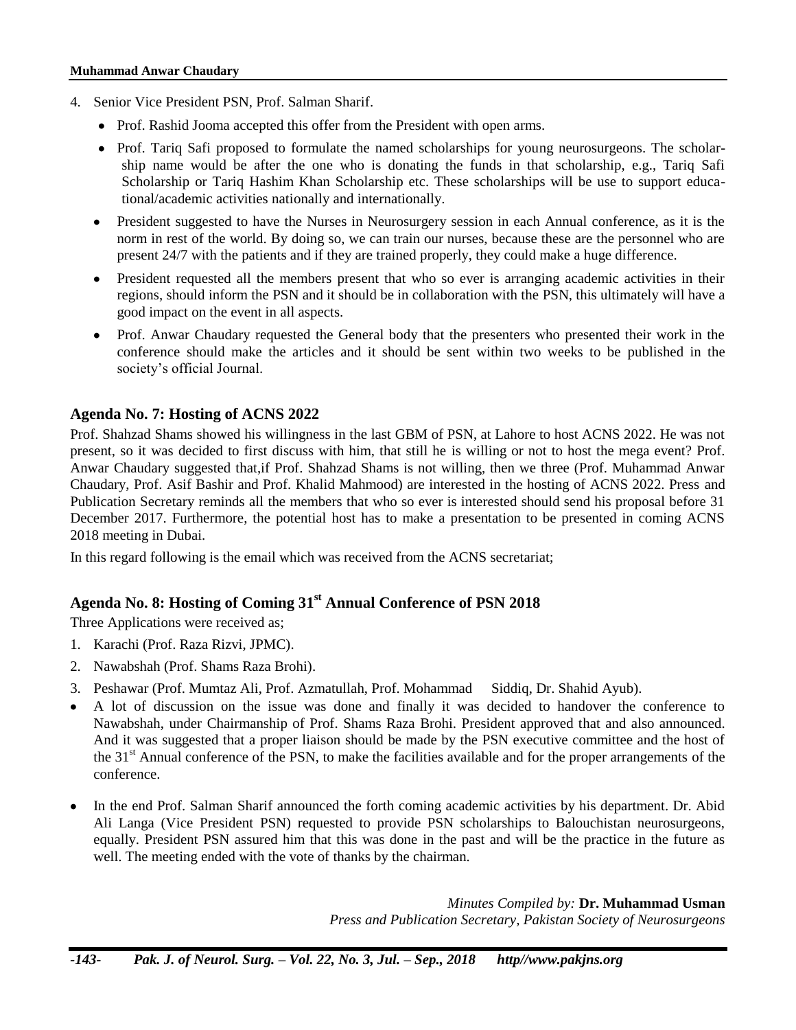4. Senior Vice President PSN, Prof. Salman Sharif.
   - Prof. Rashid Jooma accepted this offer from the President with open arms.
   - Prof. Tariq Safi proposed to formulate the named scholarships for young neurosurgeons. The scholarship name would be after the one who is donating the funds in that scholarship, e.g., Tariq Safi Scholarship or Tariq Hashim Khan Scholarship etc. These scholarships will be use to support educational/academic activities nationally and internationally.
   - President suggested to have the Nurses in Neurosurgery session in each Annual conference, as it is the norm in rest of the world. By doing so, we can train our nurses, because these are the personnel who are present 24/7 with the patients and if they are trained properly, they could make a huge difference.
   - President requested all the members present that who so ever is arranging academic activities in their regions, should inform the PSN and it should be in collaboration with the PSN, this ultimately will have a good impact on the event in all aspects.
   - Prof. Anwar Chaudary requested the General body that the presenters who presented their work in the conference should make the articles and it should be sent within two weeks to be published in the society's official Journal.

### Agenda No. 7: Hosting of ACNS 2022

Prof. Shahzad Shams showed his willingness in the last GBM of PSN, at Lahore to host ACNS 2022. He was not present, so it was decided to first discuss with him, that still he is willing or not to host the mega event? Prof. Anwar Chaudary suggested that,if Prof. Shahzad Shams is not willing, then we three (Prof. Muhammad Anwar Chaudary, Prof. Asif Bashir and Prof. Khalid Mahmood) are interested in the hosting of ACNS 2022. Press and Publication Secretary reminds all the members that who so ever is interested should send his proposal before 31 December 2017. Furthermore, the potential host has to make a presentation to be presented in coming ACNS 2018 meeting in Dubai.

In this regard following is the email which was received from the ACNS secretariat;

### Agenda No. 8: Hosting of Coming 31st Annual Conference of PSN 2018

Three Applications were received as;

1. Karachi (Prof. Raza Rizvi, JPMC).
2. Nawabshah (Prof. Shams Raza Brohi).
3. Peshawar (Prof. Mumtaz Ali, Prof. Azmatullah, Prof. Mohammad Siddiq, Dr. Shahid Ayub).

- A lot of discussion on the issue was done and finally it was decided to handover the conference to Nawabshah, under Chairmanship of Prof. Shams Raza Brohi. President approved that and also announced. And it was suggested that a proper liaison should be made by the PSN executive committee and the host of the 31st Annual conference of the PSN, to make the facilities available and for the proper arrangements of the conference.
- In the end Prof. Salman Sharif announced the forth coming academic activities by his department. Dr. Abid Ali Langa (Vice President PSN) requested to provide PSN scholarships to Balouchistan neurosurgeons, equally. President PSN assured him that this was done in the past and will be the practice in the future as well. The meeting ended with the vote of thanks by the chairman.

*Minutes Compiled by:* **Dr. Muhammad Usman**
*Press and Publication Secretary, Pakistan Society of Neurosurgeons*